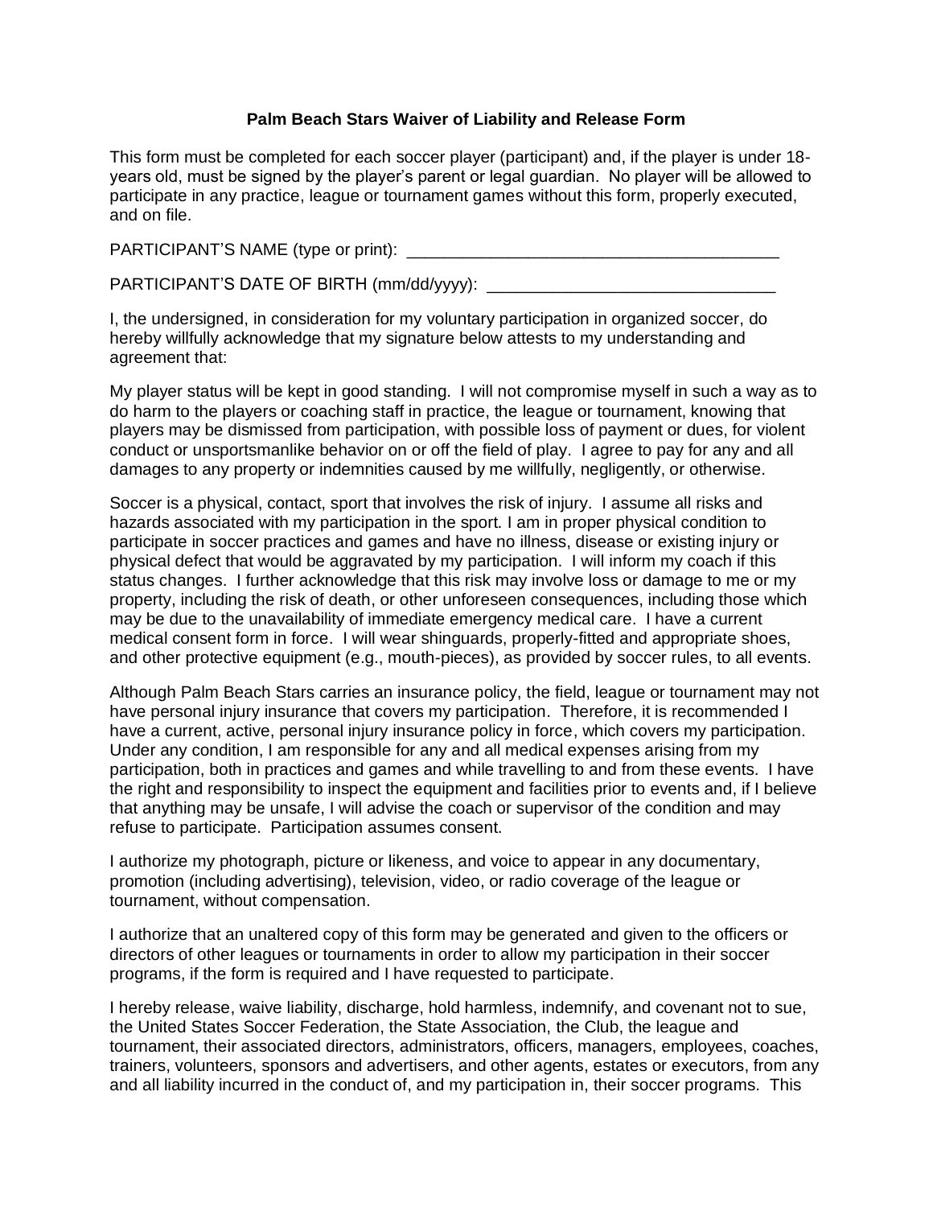**Palm Beach Stars Waiver of Liability and Release Form**

This form must be completed for each soccer player (participant) and, if the player is under 18-years old, must be signed by the player's parent or legal guardian. No player will be allowed to participate in any practice, league or tournament games without this form, properly executed, and on file.

PARTICIPANT'S NAME (type or print): ________________________________________

PARTICIPANT'S DATE OF BIRTH (mm/dd/yyyy): _______________________________

I, the undersigned, in consideration for my voluntary participation in organized soccer, do hereby willfully acknowledge that my signature below attests to my understanding and agreement that:

My player status will be kept in good standing. I will not compromise myself in such a way as to do harm to the players or coaching staff in practice, the league or tournament, knowing that players may be dismissed from participation, with possible loss of payment or dues, for violent conduct or unsportsmanlike behavior on or off the field of play. I agree to pay for any and all damages to any property or indemnities caused by me willfully, negligently, or otherwise.

Soccer is a physical, contact, sport that involves the risk of injury. I assume all risks and hazards associated with my participation in the sport. I am in proper physical condition to participate in soccer practices and games and have no illness, disease or existing injury or physical defect that would be aggravated by my participation. I will inform my coach if this status changes. I further acknowledge that this risk may involve loss or damage to me or my property, including the risk of death, or other unforeseen consequences, including those which may be due to the unavailability of immediate emergency medical care. I have a current medical consent form in force. I will wear shinguards, properly-fitted and appropriate shoes, and other protective equipment (e.g., mouth-pieces), as provided by soccer rules, to all events.

Although Palm Beach Stars carries an insurance policy, the field, league or tournament may not have personal injury insurance that covers my participation. Therefore, it is recommended I have a current, active, personal injury insurance policy in force, which covers my participation. Under any condition, I am responsible for any and all medical expenses arising from my participation, both in practices and games and while travelling to and from these events. I have the right and responsibility to inspect the equipment and facilities prior to events and, if I believe that anything may be unsafe, I will advise the coach or supervisor of the condition and may refuse to participate. Participation assumes consent.

I authorize my photograph, picture or likeness, and voice to appear in any documentary, promotion (including advertising), television, video, or radio coverage of the league or tournament, without compensation.

I authorize that an unaltered copy of this form may be generated and given to the officers or directors of other leagues or tournaments in order to allow my participation in their soccer programs, if the form is required and I have requested to participate.

I hereby release, waive liability, discharge, hold harmless, indemnify, and covenant not to sue, the United States Soccer Federation, the State Association, the Club, the league and tournament, their associated directors, administrators, officers, managers, employees, coaches, trainers, volunteers, sponsors and advertisers, and other agents, estates or executors, from any and all liability incurred in the conduct of, and my participation in, their soccer programs. This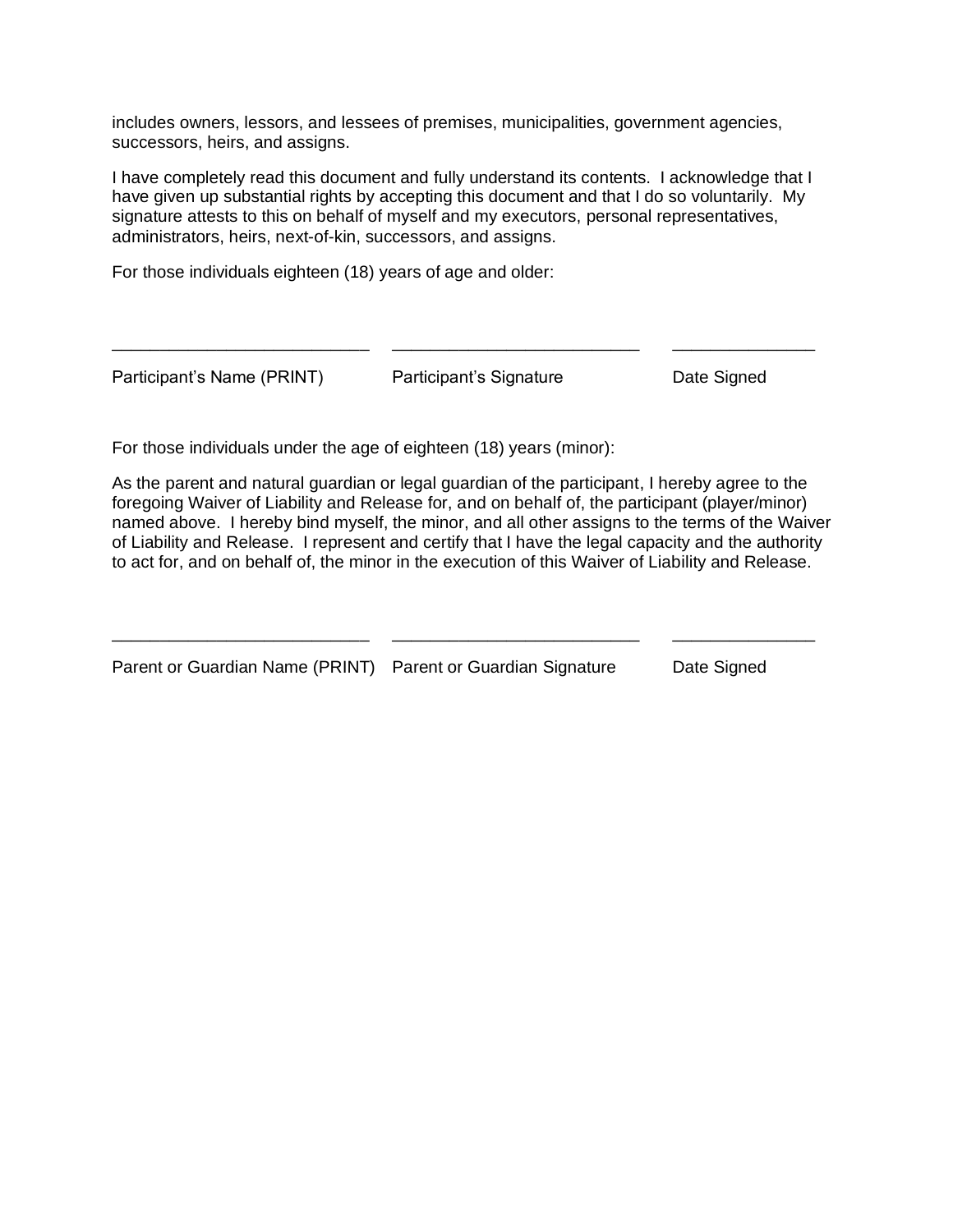includes owners, lessors, and lessees of premises, municipalities, government agencies, successors, heirs, and assigns.

I have completely read this document and fully understand its contents. I acknowledge that I have given up substantial rights by accepting this document and that I do so voluntarily. My signature attests to this on behalf of myself and my executors, personal representatives, administrators, heirs, next-of-kin, successors, and assigns.

For those individuals eighteen (18) years of age and older:

| | | |
|---|---|---|
| ___________________________ | __________________________ | _______________ |
| Participant's Name (PRINT) | Participant's Signature | Date Signed |

For those individuals under the age of eighteen (18) years (minor):

As the parent and natural guardian or legal guardian of the participant, I hereby agree to the foregoing Waiver of Liability and Release for, and on behalf of, the participant (player/minor) named above. I hereby bind myself, the minor, and all other assigns to the terms of the Waiver of Liability and Release. I represent and certify that I have the legal capacity and the authority to act for, and on behalf of, the minor in the execution of this Waiver of Liability and Release.

| | | |
|---|---|---|
| ___________________________ | __________________________ | _______________ |
| Parent or Guardian Name (PRINT) | Parent or Guardian Signature | Date Signed |